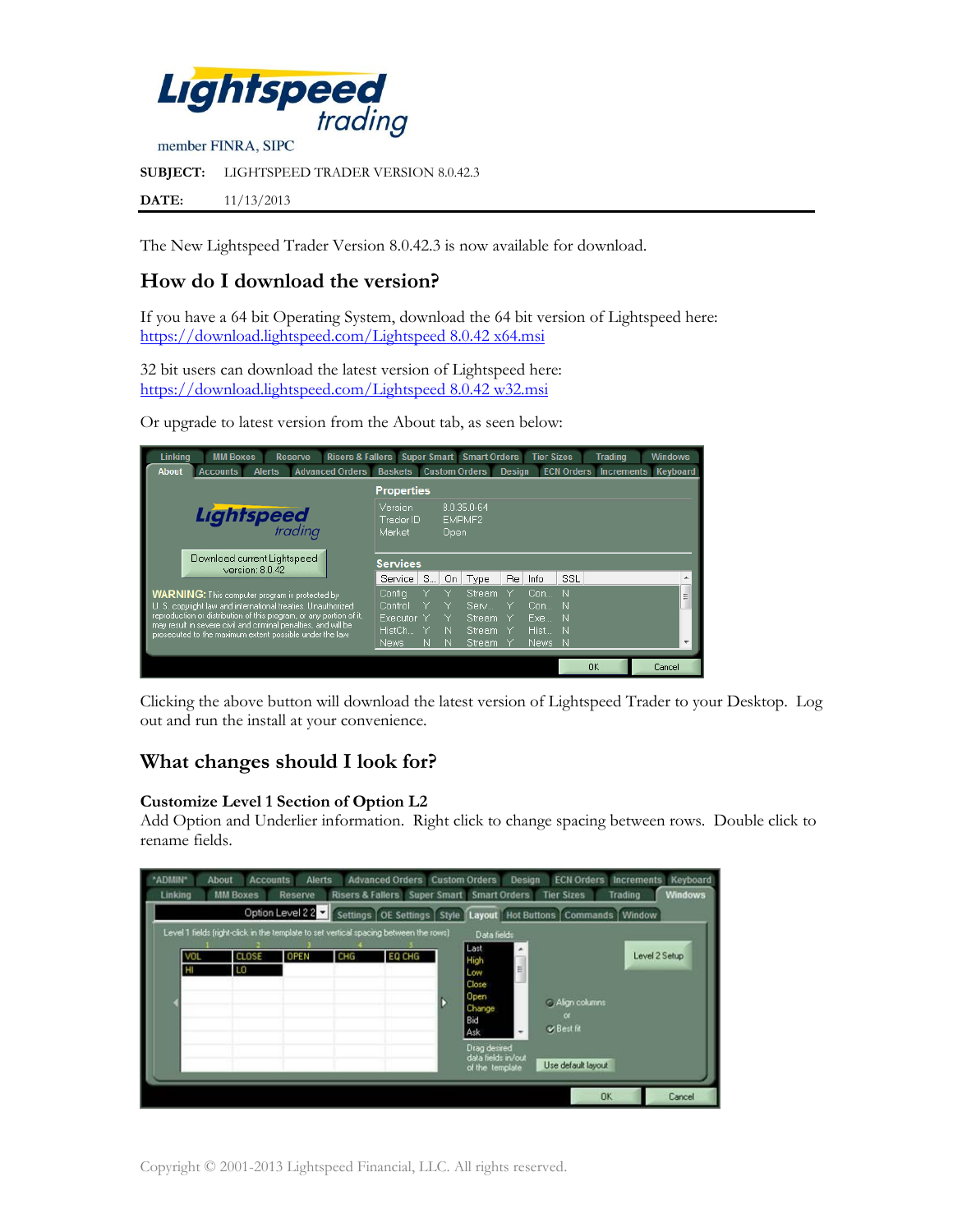**Lightspeed trading**

member FINRA, SIPC

**SUBJECT:** LIGHTSPEED TRADER VERSION 8.0.42.3

**DATE:** 11/13/2013

The New Lightspeed Trader Version 8.0.42.3 is now available for download.

## How do I download the version?

If you have a 64 bit Operating System, download the 64 bit version of Lightspeed here:
https://download.lightspeed.com/Lightspeed 8.0.42 x64.msi

32 bit users can download the latest version of Lightspeed here:
https://download.lightspeed.com/Lightspeed 8.0.42 w32.msi

Or upgrade to latest version from the About tab, as seen below:

Clicking the above button will download the latest version of Lightspeed Trader to your Desktop. Log out and run the install at your convenience.

## What changes should I look for?

### Customize Level 1 Section of Option L2

Add Option and Underlier information. Right click to change spacing between rows. Double click to rename fields.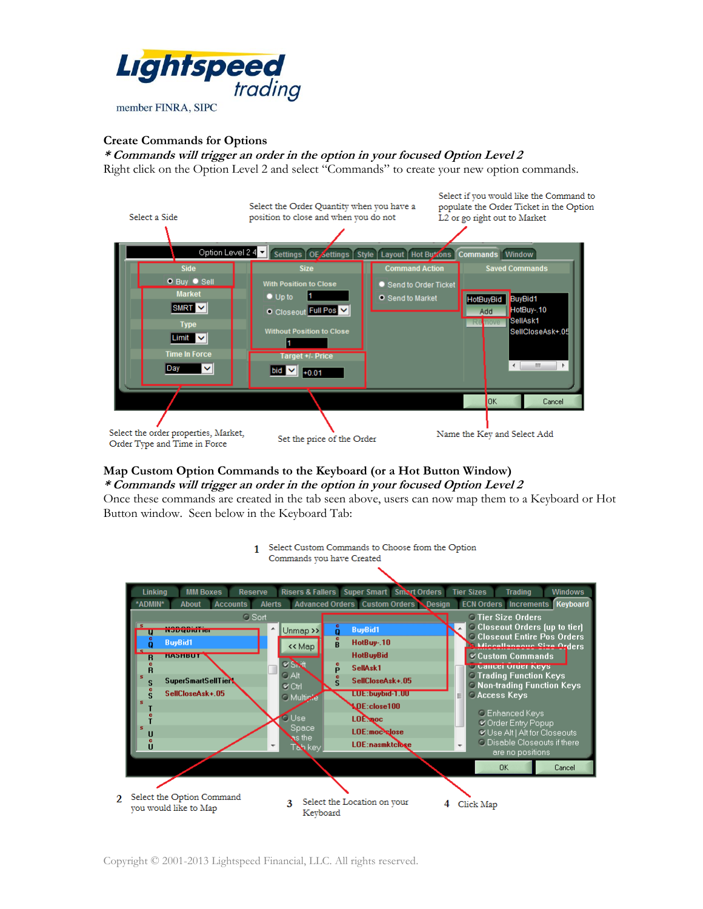Lightspeed trading

member FINRA, SIPC

**Create Commands for Options**

*\* Commands will trigger an order in the option in your focused Option Level 2*

Right click on the Option Level 2 and select "Commands" to create your new option commands.

Select a Side

Select the Order Quantity when you have a position to close and when you do not

Select if you would like the Command to populate the Order Ticket in the Option L2 or go right out to Market

Select the order properties, Market, Order Type and Time in Force

Set the price of the Order

Name the Key and Select Add

**Map Custom Option Commands to the Keyboard (or a Hot Button Window)**

*\* Commands will trigger an order in the option in your focused Option Level 2*

Once these commands are created in the tab seen above, users can now map them to a Keyboard or Hot Button window. Seen below in the Keyboard Tab:

1 Select Custom Commands to Choose from the Option Commands you have Created

2 Select the Option Command you would like to Map

3 Select the Location on your Keyboard

4 Click Map

Copyright © 2001-2013 Lightspeed Financial, LLC. All rights reserved.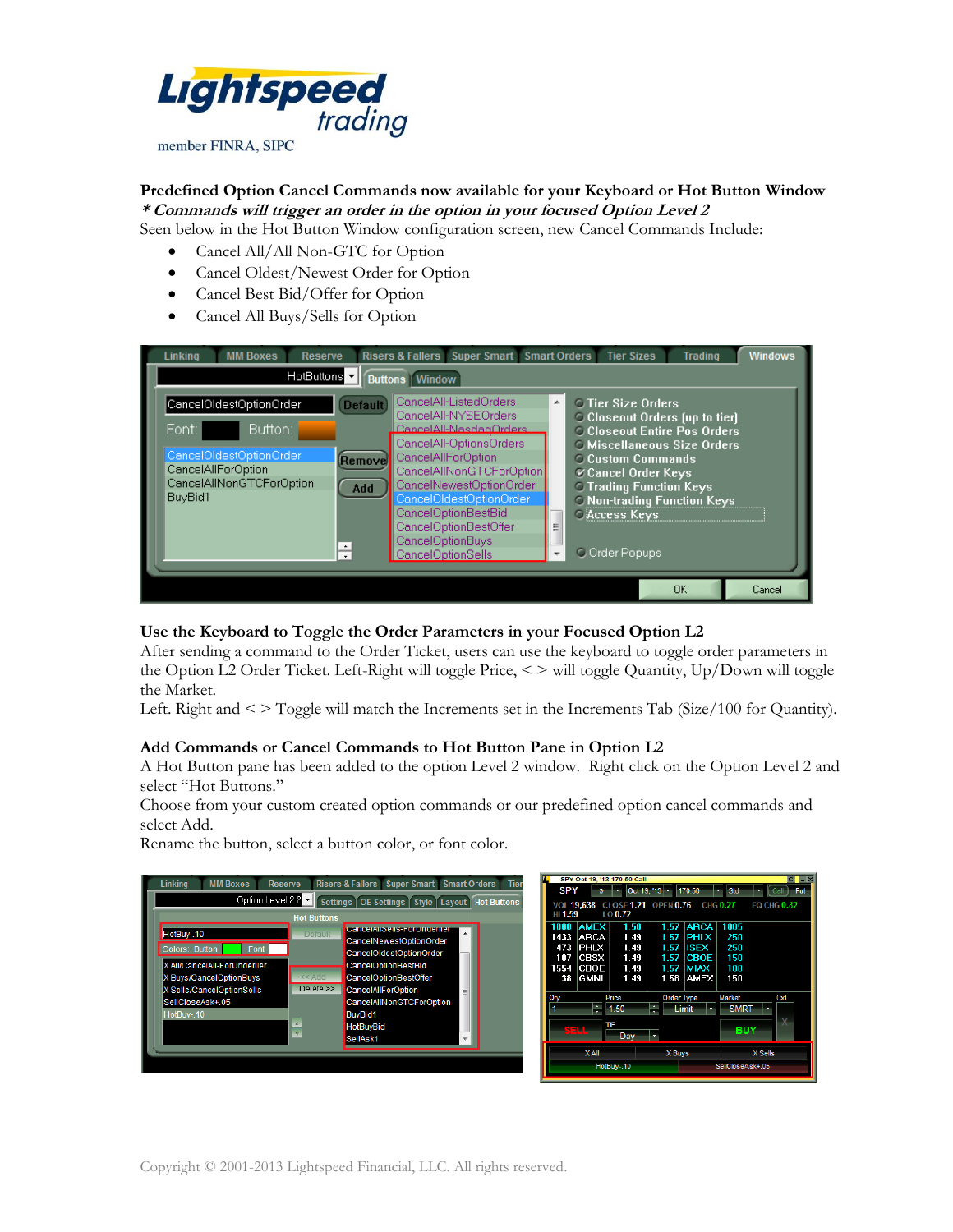**Predefined Option Cancel Commands now available for your Keyboard or Hot Button Window**
***\* Commands will trigger an order in the option in your focused Option Level 2***
Seen below in the Hot Button Window configuration screen, new Cancel Commands Include:

- Cancel All/All Non-GTC for Option
- Cancel Oldest/Newest Order for Option
- Cancel Best Bid/Offer for Option
- Cancel All Buys/Sells for Option

**Use the Keyboard to Toggle the Order Parameters in your Focused Option L2**
After sending a command to the Order Ticket, users can use the keyboard to toggle order parameters in the Option L2 Order Ticket. Left-Right will toggle Price, < > will toggle Quantity, Up/Down will toggle the Market.
Left. Right and < > Toggle will match the Increments set in the Increments Tab (Size/100 for Quantity).

**Add Commands or Cancel Commands to Hot Button Pane in Option L2**
A Hot Button pane has been added to the option Level 2 window. Right click on the Option Level 2 and select "Hot Buttons."
Choose from your custom created option commands or our predefined option cancel commands and select Add.
Rename the button, select a button color, or font color.

Copyright © 2001-2013 Lightspeed Financial, LLC. All rights reserved.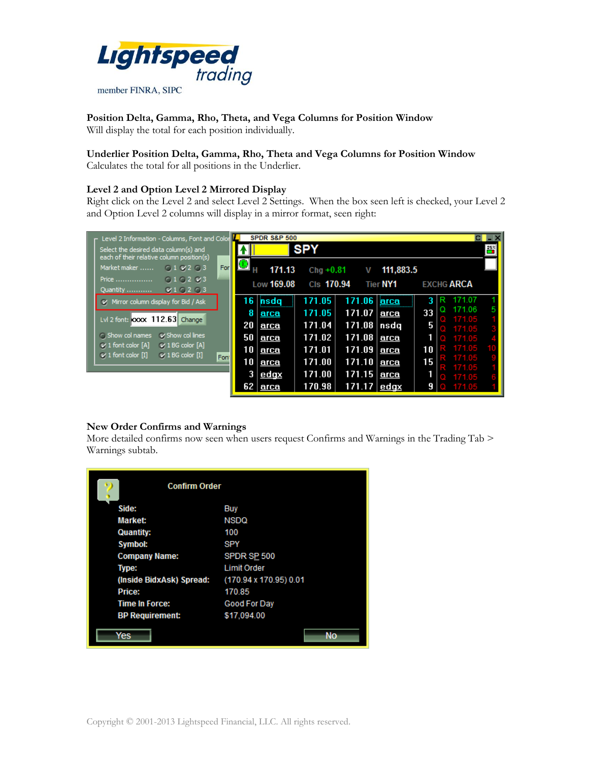# Lightspeed trading

member FINRA, SIPC

**Position Delta, Gamma, Rho, Theta, and Vega Columns for Position Window**
Will display the total for each position individually.

**Underlier Position Delta, Gamma, Rho, Theta and Vega Columns for Position Window**
Calculates the total for all positions in the Underlier.

**Level 2 and Option Level 2 Mirrored Display**
Right click on the Level 2 and select Level 2 Settings. When the box seen left is checked, your Level 2 and Option Level 2 columns will display in a mirror format, seen right:

**New Order Confirms and Warnings**
More detailed confirms now seen when users request Confirms and Warnings in the Trading Tab > Warnings subtab.

Copyright © 2001-2013 Lightspeed Financial, LLC. All rights reserved.